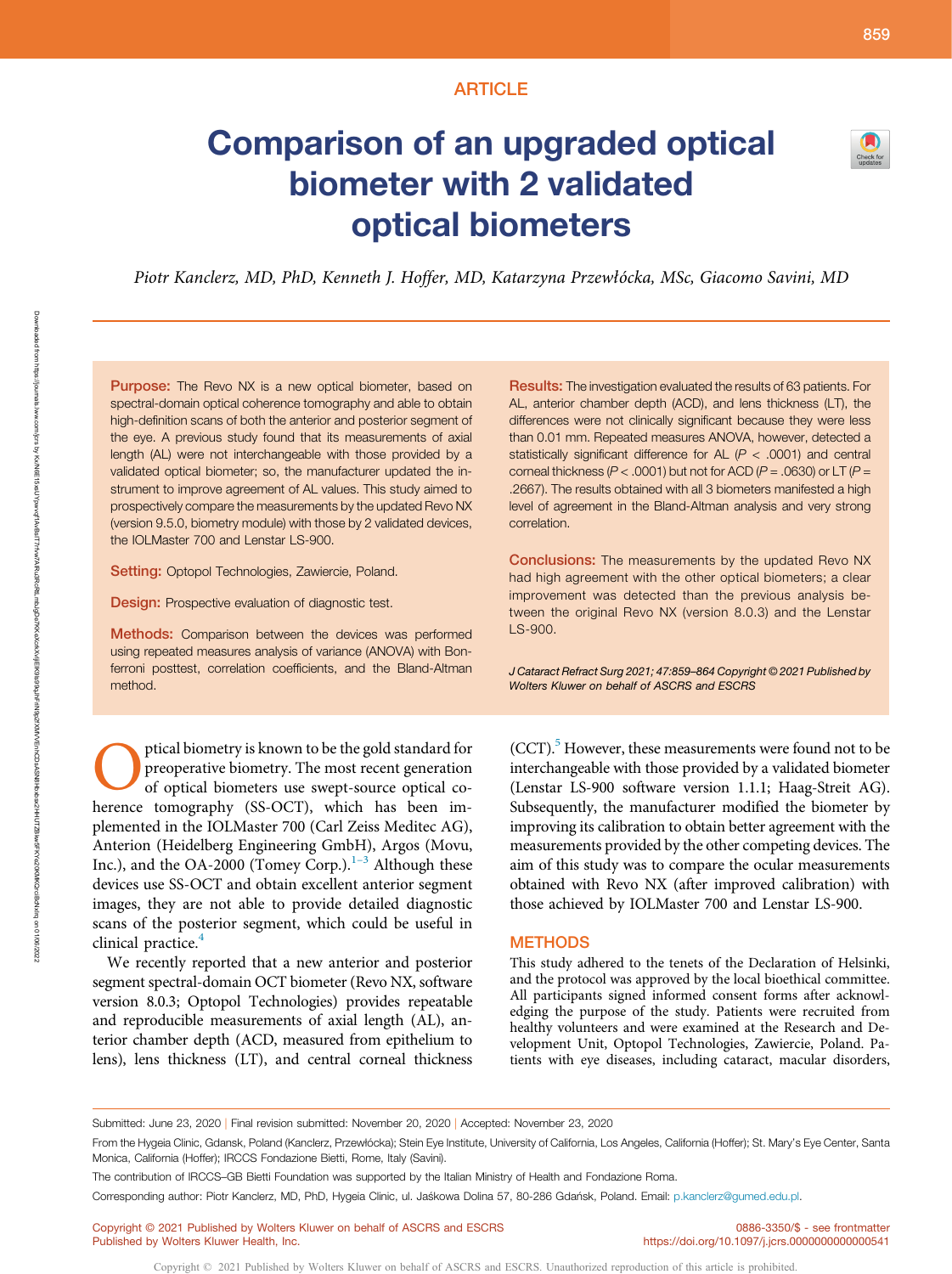ARTICLE

# Comparison of an upgraded optical biometer with 2 validated optical biometers

*Piotr Kanclerz, MD, PhD, Kenneth J. Hoffer, MD, Katarzyna Przewłócka, MSc, Giacomo Savini, MD*

**Purpose:** The Revo NX is a new optical biometer, based on spectral-domain optical coherence tomography and able to obtain high-definition scans of both the anterior and posterior segment of the eye. A previous study found that its measurements of axial length (AL) were not interchangeable with those provided by a validated optical biometer; so, the manufacturer updated the instrument to improve agreement of AL values. This study aimed to prospectively compare the measurements by the updated Revo NX (version 9.5.0, biometry module) with those by 2 validated devices, the IOLMaster 700 and Lenstar LS-900.

**Setting:** Optopol Technologies, Zawiercie, Poland.

**Design:** Prospective evaluation of diagnostic test.

**Methods:** Comparison between the devices was performed using repeated measures analysis of variance (ANOVA) with Bonferroni posttest, correlation coefficients, and the Bland-Altman method.

**Results:** The investigation evaluated the results of 63 patients. For AL, anterior chamber depth (ACD), and lens thickness (LT), the differences were not clinically significant because they were less than 0.01 mm. Repeated measures ANOVA, however, detected a statistically significant difference for AL ($P < .0001$) and central corneal thickness ($P < .0001$) but not for ACD ($P = .0630$) or LT ($P = .2667$). The results obtained with all 3 biometers manifested a high level of agreement in the Bland-Altman analysis and very strong correlation.

**Conclusions:** The measurements by the updated Revo NX had high agreement with the other optical biometers; a clear improvement was detected than the previous analysis between the original Revo NX (version 8.0.3) and the Lenstar LS-900.

*J Cataract Refract Surg 2021; 47:859–864 Copyright © 2021 Published by Wolters Kluwer on behalf of ASCRS and ESCRS*

Optical biometry is known to be the gold standard for preoperative biometry. The most recent generation of optical biometers use swept-source optical coherence tomography (SS-OCT), which has been implemented in the IOLMaster 700 (Carl Zeiss Meditec AG), Anterion (Heidelberg Engineering GmbH), Argos (Movu, Inc.), and the OA-2000 (Tomey Corp.).[1–3] Although these devices use SS-OCT and obtain excellent anterior segment images, they are not able to provide detailed diagnostic scans of the posterior segment, which could be useful in clinical practice.[4]

We recently reported that a new anterior and posterior segment spectral-domain OCT biometer (Revo NX, software version 8.0.3; Optopol Technologies) provides repeatable and reproducible measurements of axial length (AL), anterior chamber depth (ACD, measured from epithelium to lens), lens thickness (LT), and central corneal thickness (CCT).[5] However, these measurements were found not to be interchangeable with those provided by a validated biometer (Lenstar LS-900 software version 1.1.1; Haag-Streit AG). Subsequently, the manufacturer modified the biometer by improving its calibration to obtain better agreement with the measurements provided by the other competing devices. The aim of this study was to compare the ocular measurements obtained with Revo NX (after improved calibration) with those achieved by IOLMaster 700 and Lenstar LS-900.

## METHODS

This study adhered to the tenets of the Declaration of Helsinki, and the protocol was approved by the local bioethical committee. All participants signed informed consent forms after acknowledging the purpose of the study. Patients were recruited from healthy volunteers and were examined at the Research and Development Unit, Optopol Technologies, Zawiercie, Poland. Patients with eye diseases, including cataract, macular disorders,

Submitted: June 23, 2020 | Final revision submitted: November 20, 2020 | Accepted: November 23, 2020

From the Hygeia Clinic, Gdansk, Poland (Kanclerz, Przewłócka); Stein Eye Institute, University of California, Los Angeles, California (Hoffer); St. Mary's Eye Center, Santa Monica, California (Hoffer); IRCCS Fondazione Bietti, Rome, Italy (Savini).

The contribution of IRCCS–GB Bietti Foundation was supported by the Italian Ministry of Health and Fondazione Roma.

Corresponding author: Piotr Kanclerz, MD, PhD, Hygeia Clinic, ul. Jaśkowa Dolina 57, 80-286 Gdańsk, Poland. Email: p.kanclerz@gumed.edu.pl.

Copyright © 2021 Published by Wolters Kluwer on behalf of ASCRS and ESCRS
Published by Wolters Kluwer Health, Inc.

0886-3350/$ - see frontmatter
https://doi.org/10.1097/j.jcrs.0000000000000541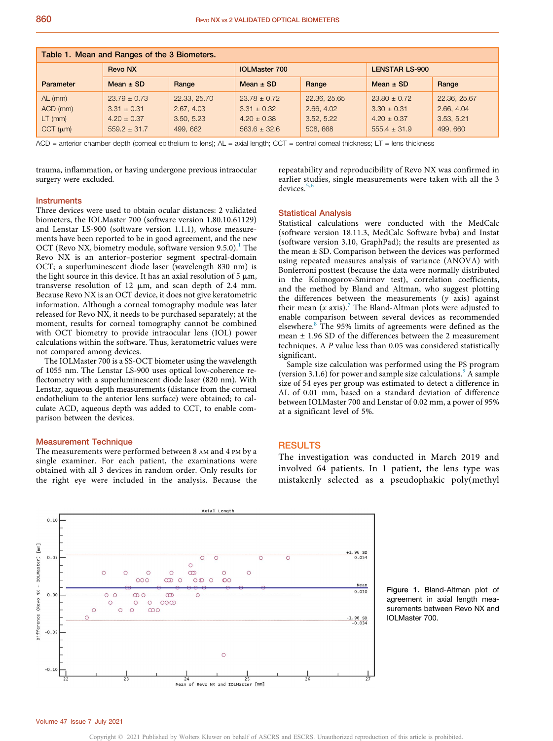**Table 1. Mean and Ranges of the 3 Biometers.**

| | Revo NX | | IOLMaster 700 | | LENSTAR LS-900 | |
|---|---|---|---|---|---|---|
| Parameter | Mean ± SD | Range | Mean ± SD | Range | Mean ± SD | Range |
| AL (mm) | 23.79 ± 0.73 | 22.33, 25.70 | 23.78 ± 0.72 | 22.36, 25.65 | 23.80 ± 0.72 | 22.36, 25.67 |
| ACD (mm) | 3.31 ± 0.31 | 2.67, 4.03 | 3.31 ± 0.32 | 2.66, 4.02 | 3.30 ± 0.31 | 2.66, 4.04 |
| LT (mm) | 4.20 ± 0.37 | 3.50, 5.23 | 4.20 ± 0.38 | 3.52, 5.22 | 4.20 ± 0.37 | 3.53, 5.21 |
| CCT (μm) | 559.2 ± 31.7 | 499, 662 | 563.6 ± 32.6 | 508, 668 | 555.4 ± 31.9 | 499, 660 |

ACD = anterior chamber depth (corneal epithelium to lens); AL = axial length; CCT = central corneal thickness; LT = lens thickness

trauma, inflammation, or having undergone previous intraocular surgery were excluded.

### Instruments

Three devices were used to obtain ocular distances: 2 validated biometers, the IOLMaster 700 (software version 1.80.10.61129) and Lenstar LS-900 (software version 1.1.1), whose measurements have been reported to be in good agreement, and the new OCT (Revo NX, biometry module, software version 9.5.0).[1] The Revo NX is an anterior–posterior segment spectral-domain OCT; a superluminescent diode laser (wavelength 830 nm) is the light source in this device. It has an axial resolution of 5 μm, transverse resolution of 12 μm, and scan depth of 2.4 mm. Because Revo NX is an OCT device, it does not give keratometric information. Although a corneal tomography module was later released for Revo NX, it needs to be purchased separately; at the moment, results for corneal tomography cannot be combined with OCT biometry to provide intraocular lens (IOL) power calculations within the software. Thus, keratometric values were not compared among devices.

The IOLMaster 700 is a SS-OCT biometer using the wavelength of 1055 nm. The Lenstar LS-900 uses optical low-coherence reflectometry with a superluminescent diode laser (820 nm). With Lenstar, aqueous depth measurements (distance from the corneal endothelium to the anterior lens surface) were obtained; to calculate ACD, aqueous depth was added to CCT, to enable comparison between the devices.

### Measurement Technique

The measurements were performed between 8 AM and 4 PM by a single examiner. For each patient, the examinations were obtained with all 3 devices in random order. Only results for the right eye were included in the analysis. Because the repeatability and reproducibility of Revo NX was confirmed in earlier studies, single measurements were taken with all the 3 devices.[5,6]

### Statistical Analysis

Statistical calculations were conducted with the MedCalc (software version 18.11.3, MedCalc Software bvba) and Instat (software version 3.10, GraphPad); the results are presented as the mean ± SD. Comparison between the devices was performed using repeated measures analysis of variance (ANOVA) with Bonferroni posttest (because the data were normally distributed in the Kolmogorov-Smirnov test), correlation coefficients, and the method by Bland and Altman, who suggest plotting the differences between the measurements ($y$ axis) against their mean ($x$ axis).[7] The Bland-Altman plots were adjusted to enable comparison between several devices as recommended elsewhere.[8] The 95% limits of agreements were defined as the mean ± 1.96 SD of the differences between the 2 measurement techniques. A $P$ value less than 0.05 was considered statistically significant.

Sample size calculation was performed using the PS program (version 3.1.6) for power and sample size calculations.[9] A sample size of 54 eyes per group was estimated to detect a difference in AL of 0.01 mm, based on a standard deviation of difference between IOLMaster 700 and Lenstar of 0.02 mm, a power of 95% at a significant level of 5%.

## RESULTS

The investigation was conducted in March 2019 and involved 64 patients. In 1 patient, the lens type was mistakenly selected as a pseudophakic poly(methyl

Axial Length

+1.96 SD
0.054

Mean
0.010

-1.96 SD
-0.034

Difference (Revo NX - IOLMaster) [mm]

Mean of Revo NX and IOLMaster [mm]

**Figure 1.** Bland-Altman plot of agreement in axial length measurements between Revo NX and IOLMaster 700.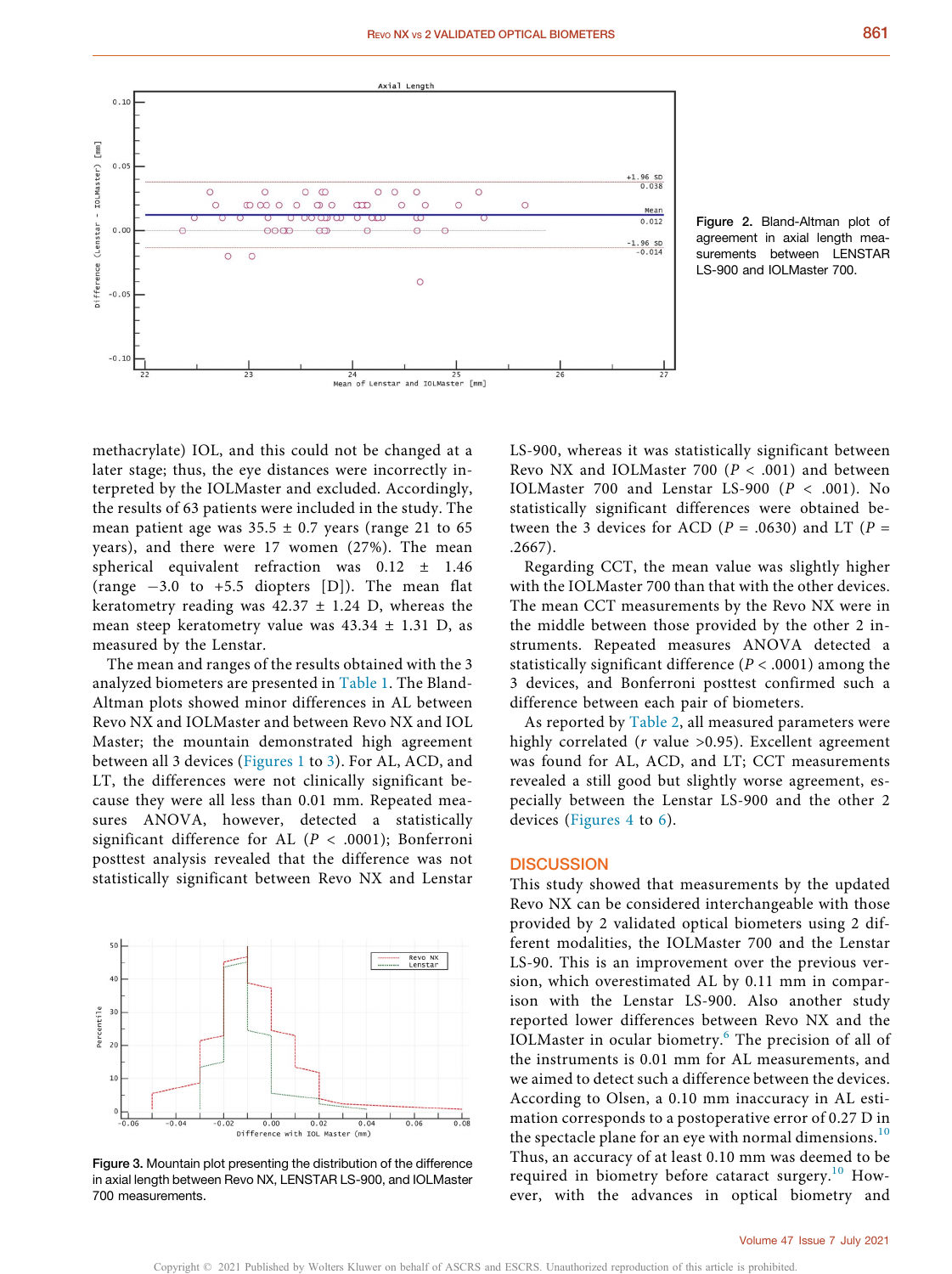Axial Length

0.10

0.05

0.00

-0.05

-0.10

Difference (Lenstar - IOLMaster) [mm]

+1.96 SD
0.038

Mean
0.012

-1.96 SD
-0.014

22 23 24 25 26 27

Mean of Lenstar and IOLMaster [mm]

Figure 2. Bland-Altman plot of agreement in axial length measurements between LENSTAR LS-900 and IOLMaster 700.

methacrylate) IOL, and this could not be changed at a later stage; thus, the eye distances were incorrectly interpreted by the IOLMaster and excluded. Accordingly, the results of 63 patients were included in the study. The mean patient age was 35.5 ± 0.7 years (range 21 to 65 years), and there were 17 women (27%). The mean spherical equivalent refraction was 0.12 ± 1.46 (range −3.0 to +5.5 diopters [D]). The mean flat keratometry reading was 42.37 ± 1.24 D, whereas the mean steep keratometry value was 43.34 ± 1.31 D, as measured by the Lenstar.

The mean and ranges of the results obtained with the 3 analyzed biometers are presented in Table 1. The Bland-Altman plots showed minor differences in AL between Revo NX and IOLMaster and between Revo NX and IOL Master; the mountain demonstrated high agreement between all 3 devices (Figures 1 to 3). For AL, ACD, and LT, the differences were not clinically significant because they were all less than 0.01 mm. Repeated measures ANOVA, however, detected a statistically significant difference for AL ($P$ < .0001); Bonferroni posttest analysis revealed that the difference was not statistically significant between Revo NX and Lenstar LS-900, whereas it was statistically significant between Revo NX and IOLMaster 700 ($P$ < .001) and between IOLMaster 700 and Lenstar LS-900 ($P$ < .001). No statistically significant differences were obtained between the 3 devices for ACD ($P$ = .0630) and LT ($P$ = .2667).

Regarding CCT, the mean value was slightly higher with the IOLMaster 700 than that with the other devices. The mean CCT measurements by the Revo NX were in the middle between those provided by the other 2 instruments. Repeated measures ANOVA detected a statistically significant difference ($P$ < .0001) among the 3 devices, and Bonferroni posttest confirmed such a difference between each pair of biometers.

As reported by Table 2, all measured parameters were highly correlated ($r$ value >0.95). Excellent agreement was found for AL, ACD, and LT; CCT measurements revealed a still good but slightly worse agreement, especially between the Lenstar LS-900 and the other 2 devices (Figures 4 to 6).

50

40

30

20

10

0

Percentile

Revo NX
Lenstar

-0.06 -0.04 -0.02 0.00 0.02 0.04 0.06 0.08

Difference with IOL Master (mm)

Figure 3. Mountain plot presenting the distribution of the difference in axial length between Revo NX, LENSTAR LS-900, and IOLMaster 700 measurements.

## DISCUSSION

This study showed that measurements by the updated Revo NX can be considered interchangeable with those provided by 2 validated optical biometers using 2 different modalities, the IOLMaster 700 and the Lenstar LS-90. This is an improvement over the previous version, which overestimated AL by 0.11 mm in comparison with the Lenstar LS-900. Also another study reported lower differences between Revo NX and the IOLMaster in ocular biometry.[6] The precision of all of the instruments is 0.01 mm for AL measurements, and we aimed to detect such a difference between the devices. According to Olsen, a 0.10 mm inaccuracy in AL estimation corresponds to a postoperative error of 0.27 D in the spectacle plane for an eye with normal dimensions.[10] Thus, an accuracy of at least 0.10 mm was deemed to be required in biometry before cataract surgery.[10] However, with the advances in optical biometry and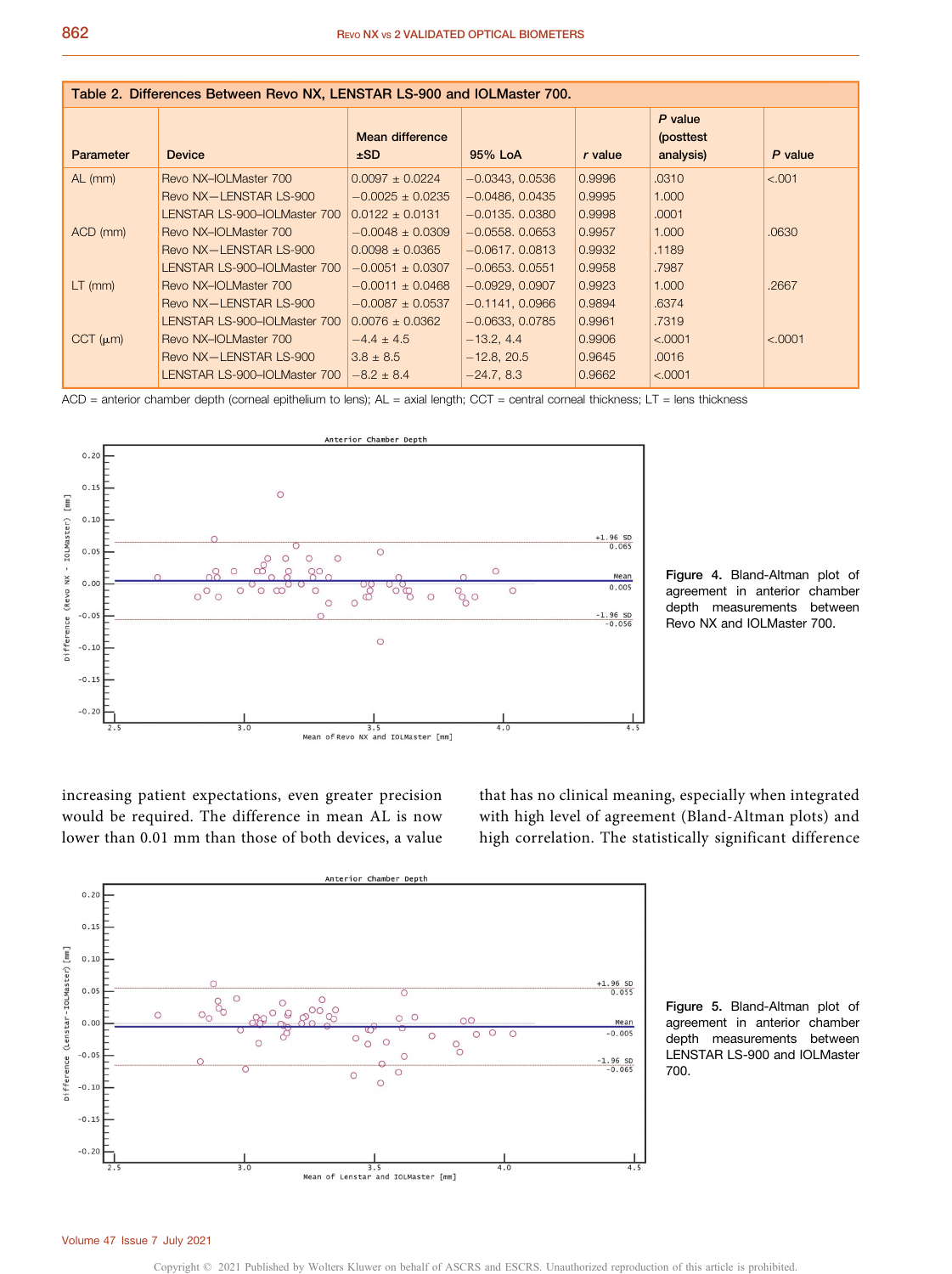**Table 2. Differences Between Revo NX, LENSTAR LS-900 and IOLMaster 700.**

| Parameter | Device | Mean difference ±SD | 95% LoA | *r* value | *P* value (posttest analysis) | *P* value |
|---|---|---|---|---|---|---|
| AL (mm) | Revo NX–IOLMaster 700 | 0.0097 ± 0.0224 | −0.0343, 0.0536 | 0.9996 | .0310 | <.001 |
| | Revo NX—LENSTAR LS-900 | −0.0025 ± 0.0235 | −0.0486, 0.0435 | 0.9995 | 1.000 | |
| | LENSTAR LS-900–IOLMaster 700 | 0.0122 ± 0.0131 | −0.0135. 0.0380 | 0.9998 | .0001 | |
| ACD (mm) | Revo NX–IOLMaster 700 | −0.0048 ± 0.0309 | −0.0558. 0.0653 | 0.9957 | 1.000 | .0630 |
| | Revo NX—LENSTAR LS-900 | 0.0098 ± 0.0365 | −0.0617. 0.0813 | 0.9932 | .1189 | |
| | LENSTAR LS-900–IOLMaster 700 | −0.0051 ± 0.0307 | −0.0653. 0.0551 | 0.9958 | .7987 | |
| LT (mm) | Revo NX–IOLMaster 700 | −0.0011 ± 0.0468 | −0.0929, 0.0907 | 0.9923 | 1.000 | .2667 |
| | Revo NX—LENSTAR LS-900 | −0.0087 ± 0.0537 | −0.1141, 0.0966 | 0.9894 | .6374 | |
| | LENSTAR LS-900–IOLMaster 700 | 0.0076 ± 0.0362 | −0.0633, 0.0785 | 0.9961 | .7319 | |
| CCT (μm) | Revo NX–IOLMaster 700 | −4.4 ± 4.5 | −13.2, 4.4 | 0.9906 | <.0001 | <.0001 |
| | Revo NX—LENSTAR LS-900 | 3.8 ± 8.5 | −12.8, 20.5 | 0.9645 | .0016 | |
| | LENSTAR LS-900–IOLMaster 700 | −8.2 ± 8.4 | −24.7, 8.3 | 0.9662 | <.0001 | |

ACD = anterior chamber depth (corneal epithelium to lens); AL = axial length; CCT = central corneal thickness; LT = lens thickness

Anterior Chamber Depth

Difference (Revo NX - IOLMaster) [mm]

Mean of Revo NX and IOLMaster [mm]

+1.96 SD 0.065

Mean 0.005

-1.96 SD -0.056

**Figure 4.** Bland-Altman plot of agreement in anterior chamber depth measurements between Revo NX and IOLMaster 700.

increasing patient expectations, even greater precision would be required. The difference in mean AL is now lower than 0.01 mm than those of both devices, a value that has no clinical meaning, especially when integrated with high level of agreement (Bland-Altman plots) and high correlation. The statistically significant difference

Anterior Chamber Depth

Difference (Lenstar-IOLMaster) [mm]

Mean of Lenstar and IOLMaster [mm]

+1.96 SD 0.055

Mean -0.005

-1.96 SD -0.065

**Figure 5.** Bland-Altman plot of agreement in anterior chamber depth measurements between LENSTAR LS-900 and IOLMaster 700.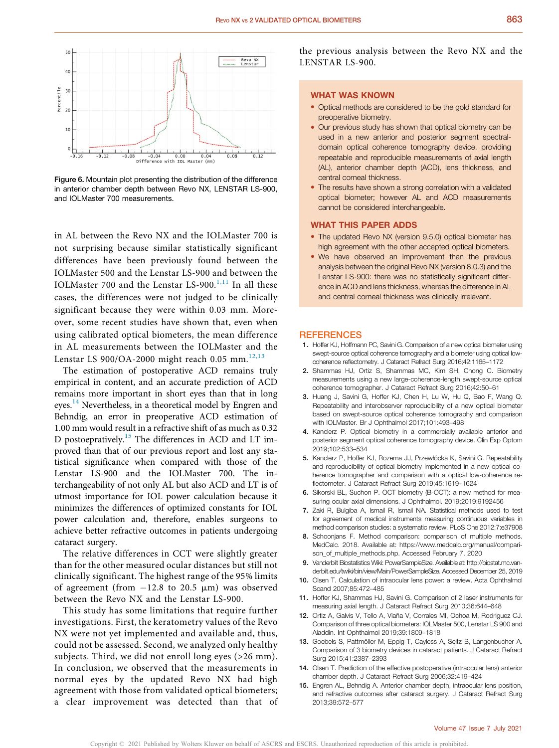50
40
30
20
10
0
Percentile
Revo NX
Lenstar
-0.16 -0.12 -0.08 -0.04 0.00 0.04 0.08 0.12
Difference with IOL Master (mm)

Figure 6. Mountain plot presenting the distribution of the difference in anterior chamber depth between Revo NX, LENSTAR LS-900, and IOLMaster 700 measurements.

in AL between the Revo NX and the IOLMaster 700 is not surprising because similar statistically significant differences have been previously found between the IOLMaster 500 and the Lenstar LS-900 and between the IOLMaster 700 and the Lenstar LS-900.[1,11] In all these cases, the differences were not judged to be clinically significant because they were within 0.03 mm. Moreover, some recent studies have shown that, even when using calibrated optical biometers, the mean difference in AL measurements between the IOLMaster and the Lenstar LS 900/OA-2000 might reach 0.05 mm.[12,13]

The estimation of postoperative ACD remains truly empirical in content, and an accurate prediction of ACD remains more important in short eyes than that in long eyes.[14] Nevertheless, in a theoretical model by Engren and Behndig, an error in preoperative ACD estimation of 1.00 mm would result in a refractive shift of as much as 0.32 D postoepratively.[15] The differences in ACD and LT improved than that of our previous report and lost any statistical significance when compared with those of the Lenstar LS-900 and the IOLMaster 700. The interchangeability of not only AL but also ACD and LT is of utmost importance for IOL power calculation because it minimizes the differences of optimized constants for IOL power calculation and, therefore, enables surgeons to achieve better refractive outcomes in patients undergoing cataract surgery.

The relative differences in CCT were slightly greater than for the other measured ocular distances but still not clinically significant. The highest range of the 95% limits of agreement (from −12.8 to 20.5 μm) was observed between the Revo NX and the Lenstar LS-900.

This study has some limitations that require further investigations. First, the keratometry values of the Revo NX were not yet implemented and available and, thus, could not be assessed. Second, we analyzed only healthy subjects. Third, we did not enroll long eyes (>26 mm). In conclusion, we observed that the measurements in normal eyes by the updated Revo NX had high agreement with those from validated optical biometers; a clear improvement was detected than that of the previous analysis between the Revo NX and the LENSTAR LS-900.

## WHAT WAS KNOWN

- Optical methods are considered to be the gold standard for preoperative biometry.
- Our previous study has shown that optical biometry can be used in a new anterior and posterior segment spectral-domain optical coherence tomography device, providing repeatable and reproducible measurements of axial length (AL), anterior chamber depth (ACD), lens thickness, and central corneal thickness.
- The results have shown a strong correlation with a validated optical biometer; however AL and ACD measurements cannot be considered interchangeable.

## WHAT THIS PAPER ADDS

- The updated Revo NX (version 9.5.0) optical biometer has high agreement with the other accepted optical biometers.
- We have observed an improvement than the previous analysis between the original Revo NX (version 8.0.3) and the Lenstar LS-900: there was no statistically significant difference in ACD and lens thickness, whereas the difference in AL and central corneal thickness was clinically irrelevant.

## REFERENCES

1. Hoffer KJ, Hoffmann PC, Savini G. Comparison of a new optical biometer using swept-source optical coherence tomography and a biometer using optical low-coherence reflectometry. J Cataract Refract Surg 2016;42:1165–1172
2. Shammas HJ, Ortiz S, Shammas MC, Kim SH, Chong C. Biometry measurements using a new large-coherence-length swept-source optical coherence tomographer. J Cataract Refract Surg 2016;42:50–61
3. Huang J, Savini G, Hoffer KJ, Chen H, Lu W, Hu Q, Bao F, Wang Q. Repeatability and interobserver reproducibility of a new optical biometer based on swept-source optical coherence tomography and comparison with IOLMaster. Br J Ophthalmol 2017;101:493–498
4. Kanclerz P. Optical biometry in a commercially available anterior and posterior segment optical coherence tomography device. Clin Exp Optom 2019;102:533–534
5. Kanclerz P, Hoffer KJ, Rozema JJ, Przewłócka K, Savini G. Repeatability and reproducibility of optical biometry implemented in a new optical coherence tomographer and comparison with a optical low-coherence reflectometer. J Cataract Refract Surg 2019;45:1619–1624
6. Sikorski BL, Suchon P. OCT biometry (B-OCT): a new method for measuring ocular axial dimensions. J Ophthalmol. 2019;2019:9192456
7. Zaki R, Bulgiba A, Ismail R, Ismail NA. Statistical methods used to test for agreement of medical instruments measuring continuous variables in method comparison studies: a systematic review. PLoS One 2012;7:e37908
8. Schoonjans F. Method comparison: comparison of multiple methods. MedCalc. 2018. Available at: https://www.medcalc.org/manual/comparison_of_multiple_methods.php. Accessed February 7, 2020
9. Vanderbilt Biostatistics Wiki: PowerSampleSize. Available at: http://biostat.mc.vanderbilt.edu/twiki/bin/view/Main/PowerSampleSize. Accessed December 25, 2019
10. Olsen T. Calculation of intraocular lens power: a review. Acta Ophthalmol Scand 2007;85:472–485
11. Hoffer KJ, Shammas HJ, Savini G. Comparison of 2 laser instruments for measuring axial length. J Cataract Refract Surg 2010;36:644–648
12. Ortiz A, Galvis V, Tello A, Viaña V, Corrales MI, Ochoa M, Rodriguez CJ. Comparison of three optical biometers: IOLMaster 500, Lenstar LS 900 and Aladdin. Int Ophthalmol 2019;39:1809–1818
13. Goebels S, Pattmöller M, Eppig T, Cayless A, Seitz B, Langenbucher A. Comparison of 3 biometry devices in cataract patients. J Cataract Refract Surg 2015;41:2387–2393
14. Olsen T. Prediction of the effective postoperative (intraocular lens) anterior chamber depth. J Cataract Refract Surg 2006;32:419–424
15. Engren AL, Behndig A. Anterior chamber depth, intraocular lens position, and refractive outcomes after cataract surgery. J Cataract Refract Surg 2013;39:572–577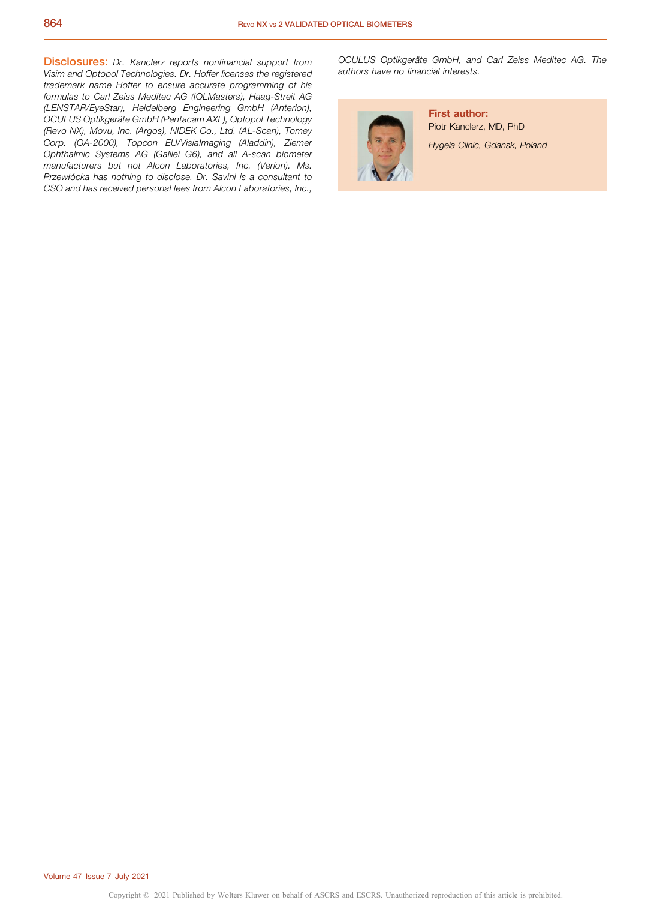**Disclosures:** *Dr. Kanclerz reports nonfinancial support from Visim and Optopol Technologies. Dr. Hoffer licenses the registered trademark name Hoffer to ensure accurate programming of his formulas to Carl Zeiss Meditec AG (IOLMasters), Haag-Streit AG (LENSTAR/EyeStar), Heidelberg Engineering GmbH (Anterion), OCULUS Optikgeräte GmbH (Pentacam AXL), Optopol Technology (Revo NX), Movu, Inc. (Argos), NIDEK Co., Ltd. (AL-Scan), Tomey Corp. (OA-2000), Topcon EU/Visialmaging (Aladdin), Ziemer Ophthalmic Systems AG (Galilei G6), and all A-scan biometer manufacturers but not Alcon Laboratories, Inc. (Verion). Ms. Przewłócka has nothing to disclose. Dr. Savini is a consultant to CSO and has received personal fees from Alcon Laboratories, Inc., OCULUS Optikgeräte GmbH, and Carl Zeiss Meditec AG. The authors have no financial interests.*

**First author:**
Piotr Kanclerz, MD, PhD

*Hygeia Clinic, Gdansk, Poland*